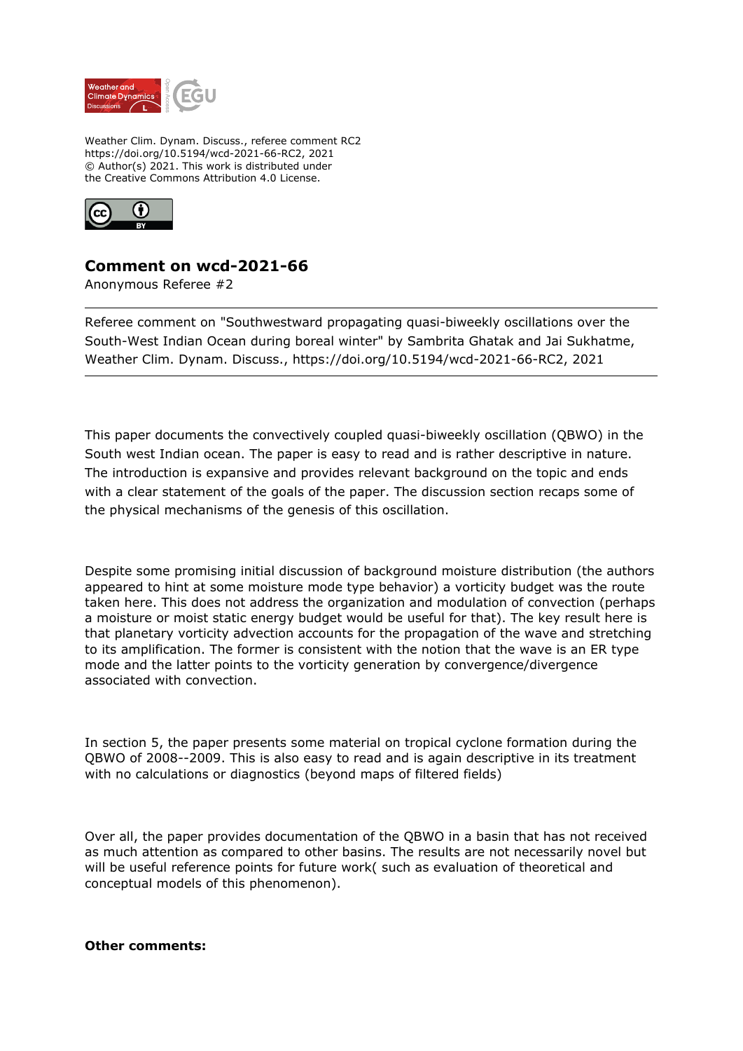Weather Clim. Dynam. Discuss., referee comment RC2
https://doi.org/10.5194/wcd-2021-66-RC2, 2021
© Author(s) 2021. This work is distributed under
the Creative Commons Attribution 4.0 License.

# Comment on wcd-2021-66

Anonymous Referee #2

---

Referee comment on "Southwestward propagating quasi-biweekly oscillations over the South-West Indian Ocean during boreal winter" by Sambrita Ghatak and Jai Sukhatme, Weather Clim. Dynam. Discuss., https://doi.org/10.5194/wcd-2021-66-RC2, 2021

---

This paper documents the convectively coupled quasi-biweekly oscillation (QBWO) in the South west Indian ocean. The paper is easy to read and is rather descriptive in nature. The introduction is expansive and provides relevant background on the topic and ends with a clear statement of the goals of the paper. The discussion section recaps some of the physical mechanisms of the genesis of this oscillation.

Despite some promising initial discussion of background moisture distribution (the authors appeared to hint at some moisture mode type behavior) a vorticity budget was the route taken here. This does not address the organization and modulation of convection (perhaps a moisture or moist static energy budget would be useful for that). The key result here is that planetary vorticity advection accounts for the propagation of the wave and stretching to its amplification. The former is consistent with the notion that the wave is an ER type mode and the latter points to the vorticity generation by convergence/divergence associated with convection.

In section 5, the paper presents some material on tropical cyclone formation during the QBWO of 2008--2009. This is also easy to read and is again descriptive in its treatment with no calculations or diagnostics (beyond maps of filtered fields)

Over all, the paper provides documentation of the QBWO in a basin that has not received as much attention as compared to other basins. The results are not necessarily novel but will be useful reference points for future work( such as evaluation of theoretical and conceptual models of this phenomenon).

**Other comments:**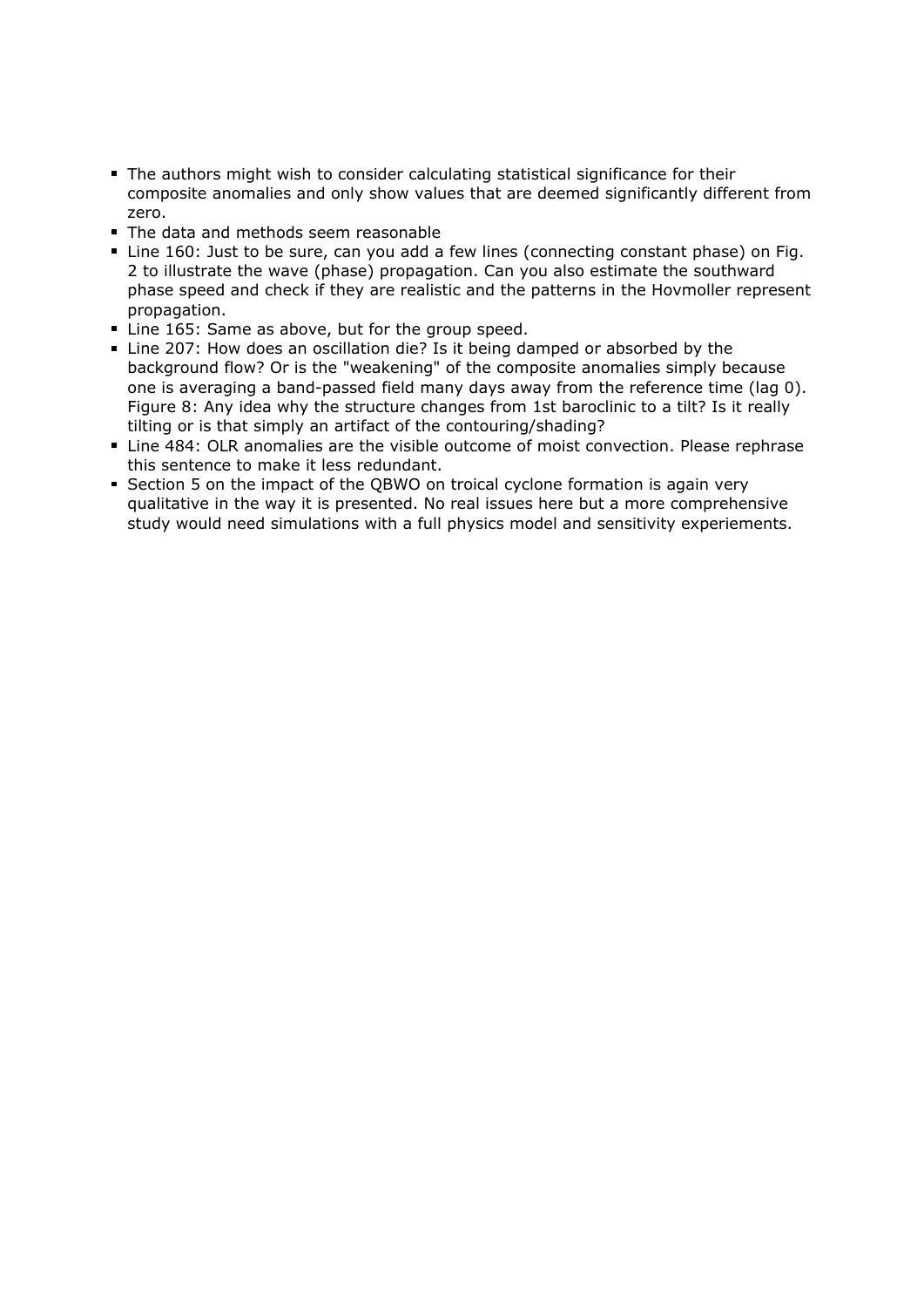- The authors might wish to consider calculating statistical significance for their composite anomalies and only show values that are deemed significantly different from zero.
- The data and methods seem reasonable
- Line 160: Just to be sure, can you add a few lines (connecting constant phase) on Fig. 2 to illustrate the wave (phase) propagation. Can you also estimate the southward phase speed and check if they are realistic and the patterns in the Hovmoller represent propagation.
- Line 165: Same as above, but for the group speed.
- Line 207: How does an oscillation die? Is it being damped or absorbed by the background flow? Or is the "weakening" of the composite anomalies simply because one is averaging a band-passed field many days away from the reference time (lag 0). Figure 8: Any idea why the structure changes from 1st baroclinic to a tilt? Is it really tilting or is that simply an artifact of the contouring/shading?
- Line 484: OLR anomalies are the visible outcome of moist convection. Please rephrase this sentence to make it less redundant.
- Section 5 on the impact of the QBWO on troical cyclone formation is again very qualitative in the way it is presented. No real issues here but a more comprehensive study would need simulations with a full physics model and sensitivity experiements.